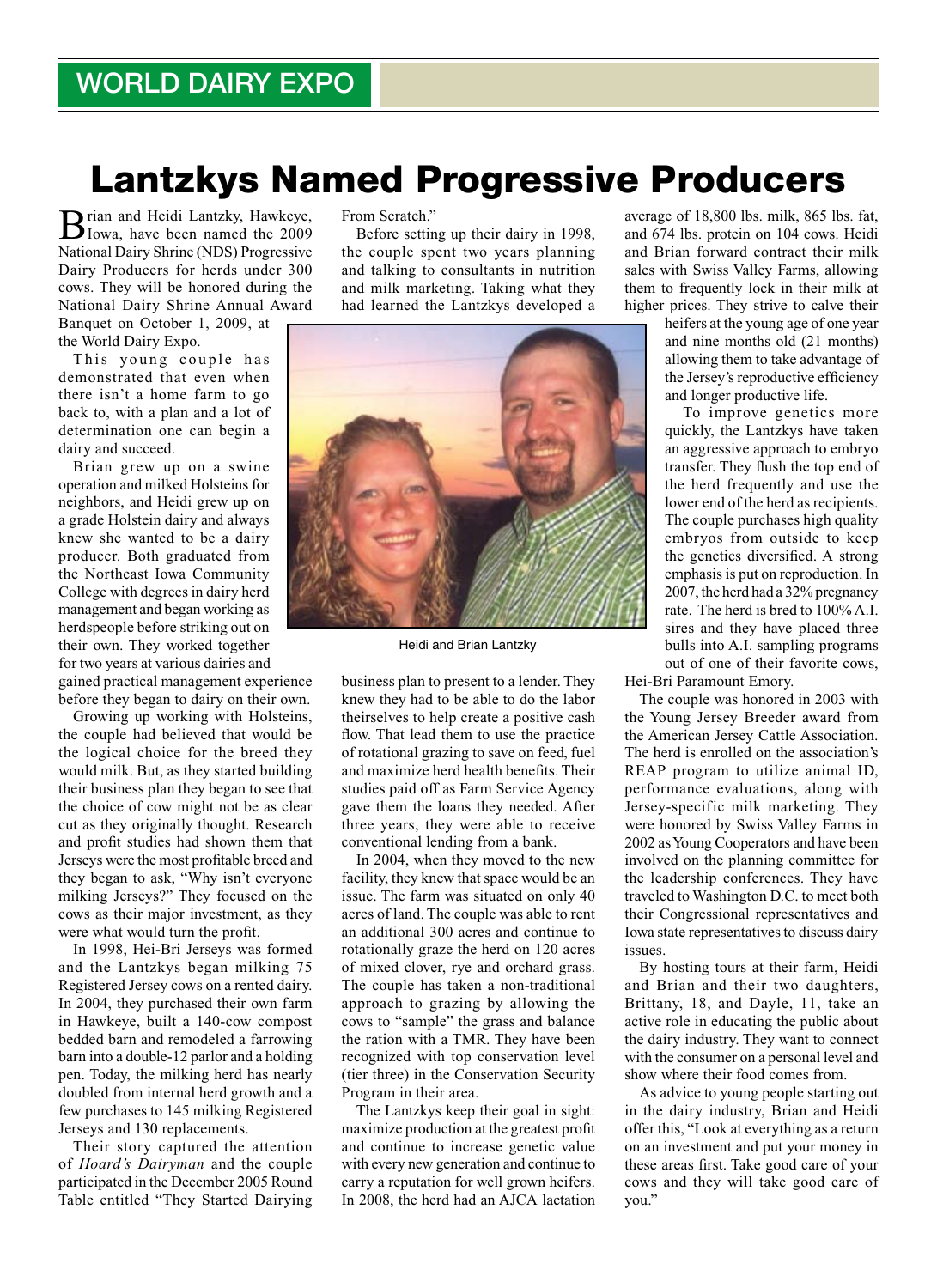## WORLD DAIRY EXPO

# Lantzkys Named Progressive Producers

Brian and Heidi Lantzky, Hawkeye, Iowa, have been named the 2009 National Dairy Shrine (NDS) Progressive Dairy Producers for herds under 300 cows. They will be honored during the National Dairy Shrine Annual Award Banquet on October 1, 2009, at the World Dairy Expo.

This young couple has demonstrated that even when there isn't a home farm to go back to, with a plan and a lot of determination one can begin a dairy and succeed.

Brian grew up on a swine operation and milked Holsteins for neighbors, and Heidi grew up on a grade Holstein dairy and always knew she wanted to be a dairy producer. Both graduated from the Northeast Iowa Community College with degrees in dairy herd management and began working as herdspeople before striking out on their own. They worked together for two years at various dairies and gained practical management experience before they began to dairy on their own.

Growing up working with Holsteins, the couple had believed that would be the logical choice for the breed they would milk. But, as they started building their business plan they began to see that the choice of cow might not be as clear cut as they originally thought. Research and profit studies had shown them that Jerseys were the most profitable breed and they began to ask, "Why isn't everyone milking Jerseys?" They focused on the cows as their major investment, as they were what would turn the profit.

In 1998, Hei-Bri Jerseys was formed and the Lantzkys began milking 75 Registered Jersey cows on a rented dairy. In 2004, they purchased their own farm in Hawkeye, built a 140-cow compost bedded barn and remodeled a farrowing barn into a double-12 parlor and a holding pen. Today, the milking herd has nearly doubled from internal herd growth and a few purchases to 145 milking Registered Jerseys and 130 replacements.

Their story captured the attention of *Hoard's Dairyman* and the couple participated in the December 2005 Round Table entitled "They Started Dairying From Scratch."

Before setting up their dairy in 1998, the couple spent two years planning and talking to consultants in nutrition and milk marketing. Taking what they had learned the Lantzkys developed a business plan to present to a lender. They knew they had to be able to do the labor theirselves to help create a positive cash flow. That lead them to use the practice of rotational grazing to save on feed, fuel and maximize herd health benefits. Their studies paid off as Farm Service Agency gave them the loans they needed. After three years, they were able to receive conventional lending from a bank.

Heidi and Brian Lantzky

In 2004, when they moved to the new facility, they knew that space would be an issue. The farm was situated on only 40 acres of land. The couple was able to rent an additional 300 acres and continue to rotationally graze the herd on 120 acres of mixed clover, rye and orchard grass. The couple has taken a non-traditional approach to grazing by allowing the cows to "sample" the grass and balance the ration with a TMR. They have been recognized with top conservation level (tier three) in the Conservation Security Program in their area.

The Lantzkys keep their goal in sight: maximize production at the greatest profit and continue to increase genetic value with every new generation and continue to carry a reputation for well grown heifers. In 2008, the herd had an AJCA lactation average of 18,800 lbs. milk, 865 lbs. fat, and 674 lbs. protein on 104 cows. Heidi and Brian forward contract their milk sales with Swiss Valley Farms, allowing them to frequently lock in their milk at higher prices. They strive to calve their heifers at the young age of one year and nine months old (21 months) allowing them to take advantage of the Jersey's reproductive efficiency and longer productive life.

To improve genetics more quickly, the Lantzkys have taken an aggressive approach to embryo transfer. They flush the top end of the herd frequently and use the lower end of the herd as recipients. The couple purchases high quality embryos from outside to keep the genetics diversified. A strong emphasis is put on reproduction. In 2007, the herd had a 32% pregnancy rate. The herd is bred to 100% A.I. sires and they have placed three bulls into A.I. sampling programs out of one of their favorite cows, Hei-Bri Paramount Emory.

The couple was honored in 2003 with the Young Jersey Breeder award from the American Jersey Cattle Association. The herd is enrolled on the association's REAP program to utilize animal ID, performance evaluations, along with Jersey-specific milk marketing. They were honored by Swiss Valley Farms in 2002 as Young Cooperators and have been involved on the planning committee for the leadership conferences. They have traveled to Washington D.C. to meet both their Congressional representatives and Iowa state representatives to discuss dairy issues.

By hosting tours at their farm, Heidi and Brian and their two daughters, Brittany, 18, and Dayle, 11, take an active role in educating the public about the dairy industry. They want to connect with the consumer on a personal level and show where their food comes from.

As advice to young people starting out in the dairy industry, Brian and Heidi offer this, "Look at everything as a return on an investment and put your money in these areas first. Take good care of your cows and they will take good care of you."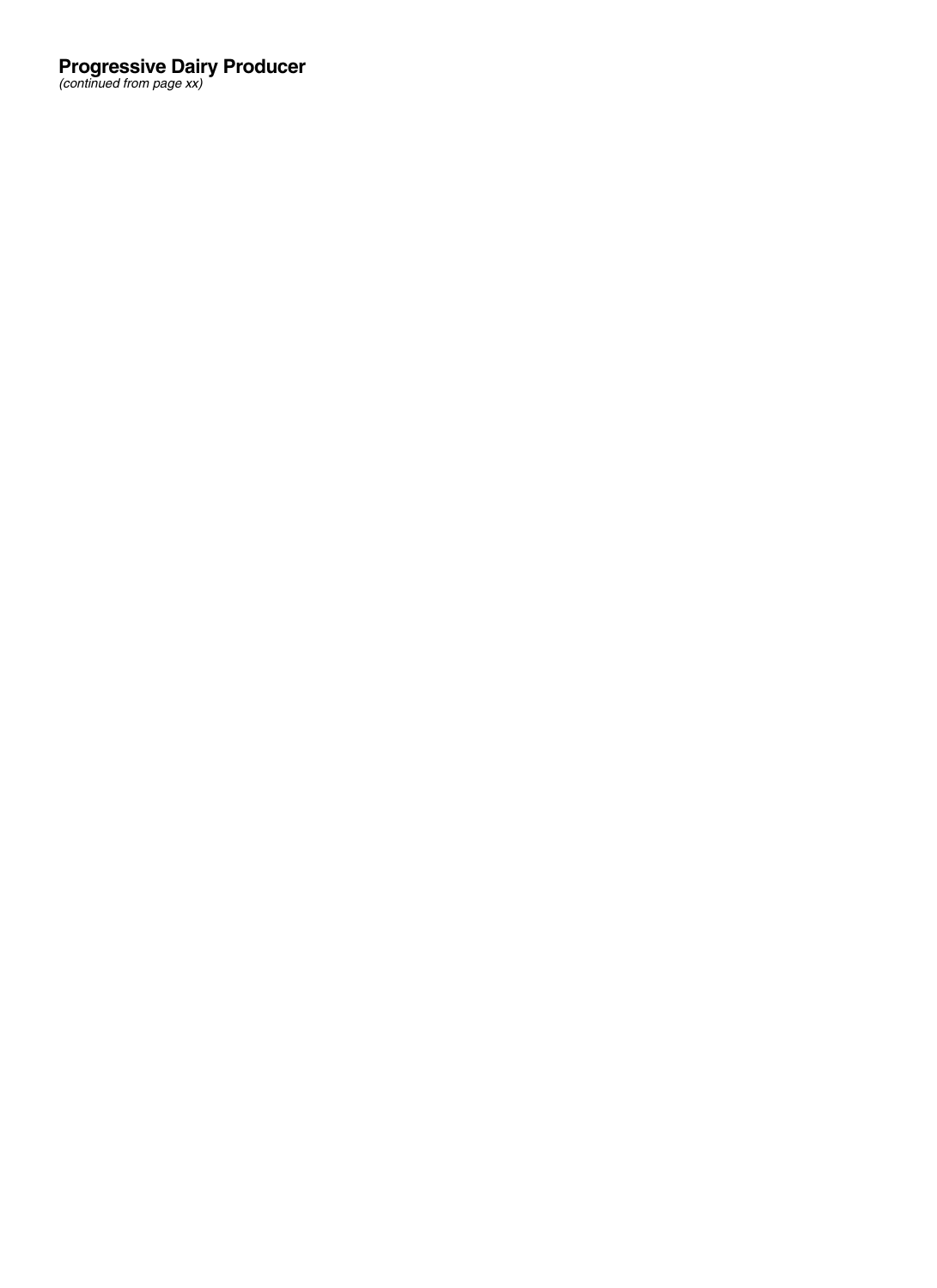**Progressive Dairy Producer**
*(continued from page xx)*